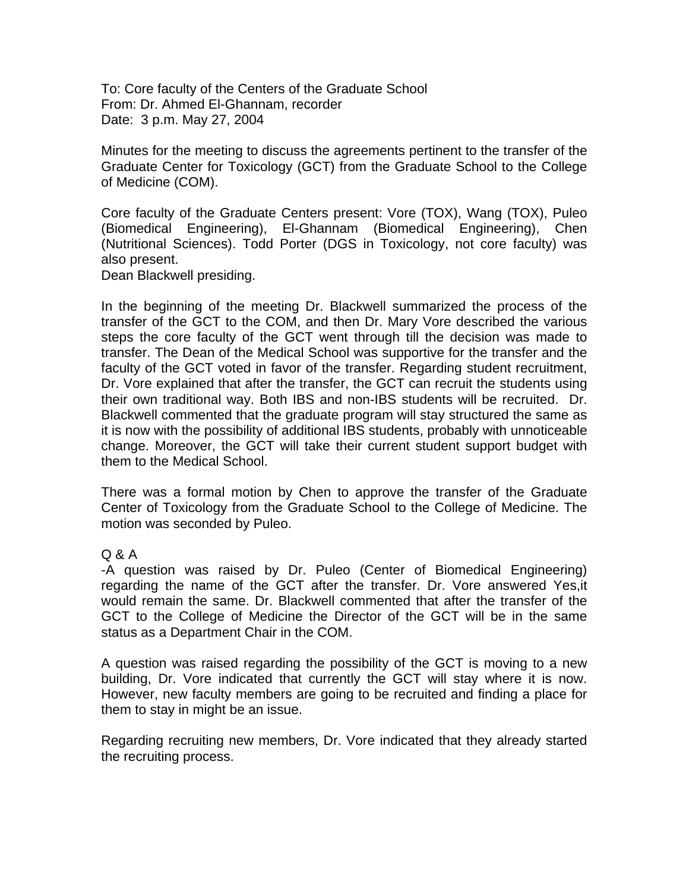To: Core faculty of the Centers of the Graduate School
From: Dr. Ahmed El-Ghannam, recorder
Date: 3 p.m. May 27, 2004

Minutes for the meeting to discuss the agreements pertinent to the transfer of the Graduate Center for Toxicology (GCT) from the Graduate School to the College of Medicine (COM).

Core faculty of the Graduate Centers present: Vore (TOX), Wang (TOX), Puleo (Biomedical Engineering), El-Ghannam (Biomedical Engineering), Chen (Nutritional Sciences). Todd Porter (DGS in Toxicology, not core faculty) was also present.
Dean Blackwell presiding.

In the beginning of the meeting Dr. Blackwell summarized the process of the transfer of the GCT to the COM, and then Dr. Mary Vore described the various steps the core faculty of the GCT went through till the decision was made to transfer. The Dean of the Medical School was supportive for the transfer and the faculty of the GCT voted in favor of the transfer. Regarding student recruitment, Dr. Vore explained that after the transfer, the GCT can recruit the students using their own traditional way. Both IBS and non-IBS students will be recruited. Dr. Blackwell commented that the graduate program will stay structured the same as it is now with the possibility of additional IBS students, probably with unnoticeable change. Moreover, the GCT will take their current student support budget with them to the Medical School.

There was a formal motion by Chen to approve the transfer of the Graduate Center of Toxicology from the Graduate School to the College of Medicine. The motion was seconded by Puleo.

Q & A
-A question was raised by Dr. Puleo (Center of Biomedical Engineering) regarding the name of the GCT after the transfer. Dr. Vore answered Yes,it would remain the same. Dr. Blackwell commented that after the transfer of the GCT to the College of Medicine the Director of the GCT will be in the same status as a Department Chair in the COM.

A question was raised regarding the possibility of the GCT is moving to a new building, Dr. Vore indicated that currently the GCT will stay where it is now. However, new faculty members are going to be recruited and finding a place for them to stay in might be an issue.

Regarding recruiting new members, Dr. Vore indicated that they already started the recruiting process.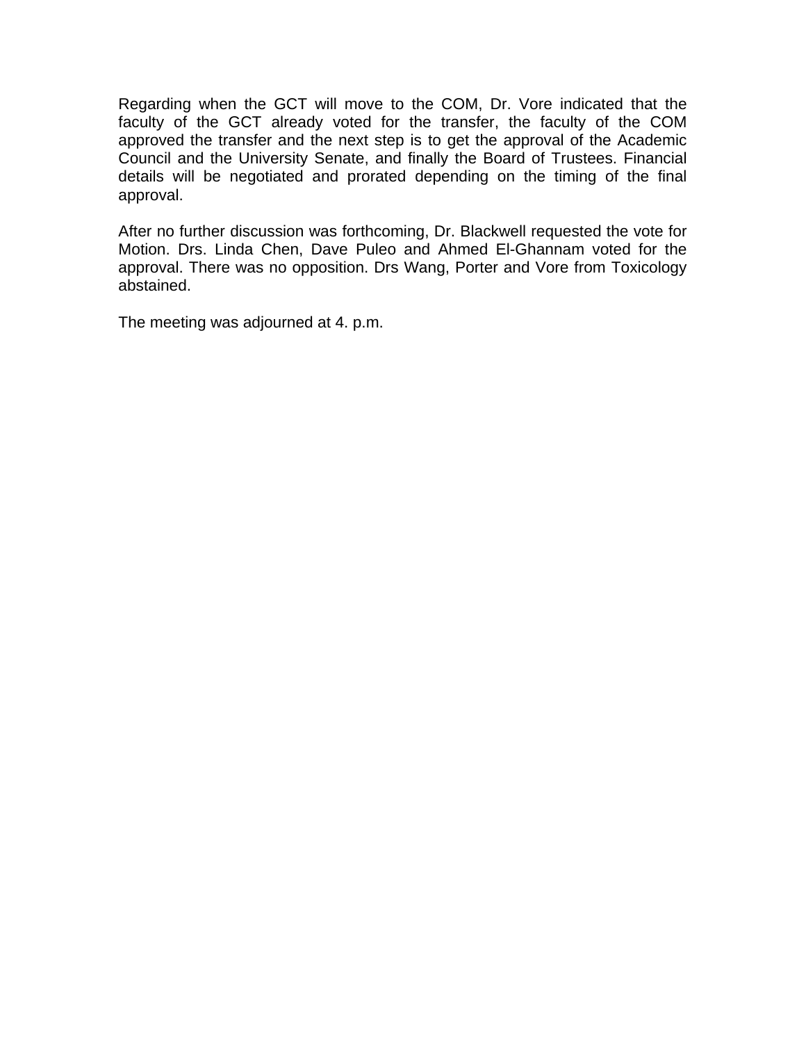Regarding when the GCT will move to the COM, Dr. Vore indicated that the faculty of the GCT already voted for the transfer, the faculty of the COM approved the transfer and the next step is to get the approval of the Academic Council and the University Senate, and finally the Board of Trustees. Financial details will be negotiated and prorated depending on the timing of the final approval.

After no further discussion was forthcoming, Dr. Blackwell requested the vote for Motion. Drs. Linda Chen, Dave Puleo and Ahmed El-Ghannam voted for the approval. There was no opposition. Drs Wang, Porter and Vore from Toxicology abstained.

The meeting was adjourned at 4. p.m.